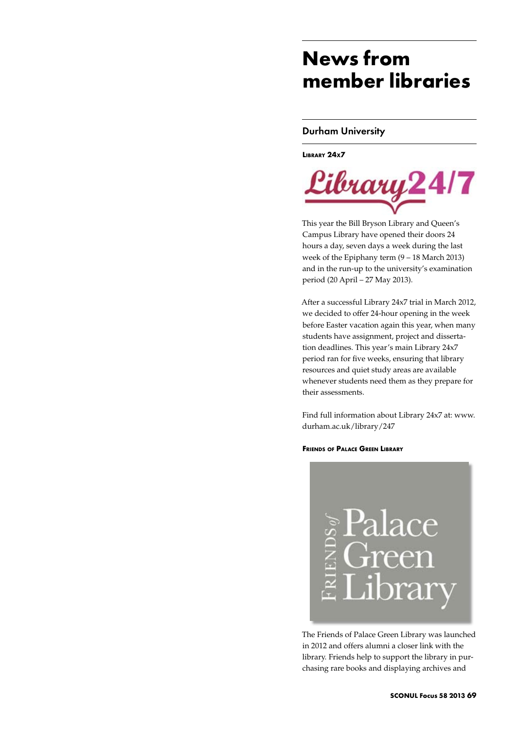# News from member libraries

## Durham University

### Library 24x7

This year the Bill Bryson Library and Queen's Campus Library have opened their doors 24 hours a day, seven days a week during the last week of the Epiphany term (9 – 18 March 2013) and in the run-up to the university's examination period (20 April – 27 May 2013).

After a successful Library 24x7 trial in March 2012, we decided to offer 24-hour opening in the week before Easter vacation again this year, when many students have assignment, project and dissertation deadlines. This year's main Library 24x7 period ran for five weeks, ensuring that library resources and quiet study areas are available whenever students need them as they prepare for their assessments.

Find full information about Library 24x7 at: www.durham.ac.uk/library/247

### Friends of Palace Green Library

The Friends of Palace Green Library was launched in 2012 and offers alumni a closer link with the library. Friends help to support the library in purchasing rare books and displaying archives and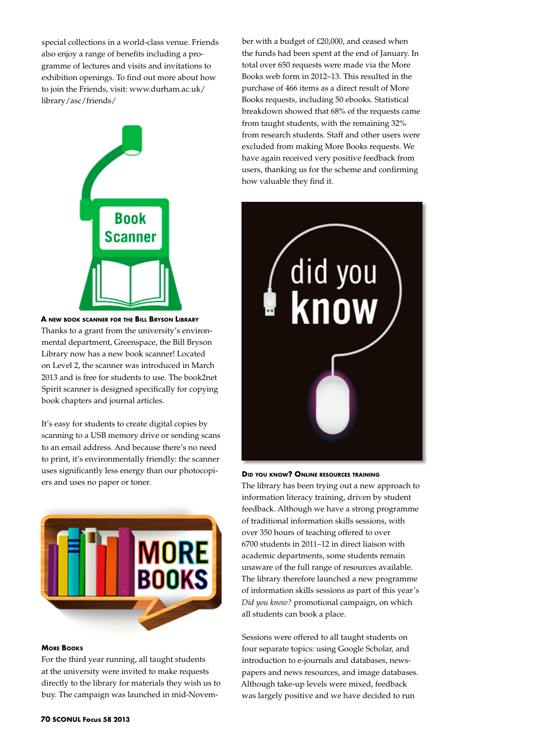special collections in a world-class venue. Friends also enjoy a range of benefits including a programme of lectures and visits and invitations to exhibition openings. To find out more about how to join the Friends, visit: www.durham.ac.uk/library/asc/friends/

### A new book scanner for the Bill Bryson Library

Thanks to a grant from the university's environmental department, Greenspace, the Bill Bryson Library now has a new book scanner! Located on Level 2, the scanner was introduced in March 2013 and is free for students to use. The book2net Spirit scanner is designed specifically for copying book chapters and journal articles.

It's easy for students to create digital copies by scanning to a USB memory drive or sending scans to an email address. And because there's no need to print, it's environmentally friendly: the scanner uses significantly less energy than our photocopiers and uses no paper or toner.

### More Books

For the third year running, all taught students at the university were invited to make requests directly to the library for materials they wish us to buy. The campaign was launched in mid-November with a budget of £20,000, and ceased when the funds had been spent at the end of January. In total over 650 requests were made via the More Books web form in 2012–13. This resulted in the purchase of 466 items as a direct result of More Books requests, including 50 ebooks. Statistical breakdown showed that 68% of the requests came from taught students, with the remaining 32% from research students. Staff and other users were excluded from making More Books requests. We have again received very positive feedback from users, thanking us for the scheme and confirming how valuable they find it.

### Did you know? Online resources training

The library has been trying out a new approach to information literacy training, driven by student feedback. Although we have a strong programme of traditional information skills sessions, with over 350 hours of teaching offered to over 6700 students in 2011–12 in direct liaison with academic departments, some students remain unaware of the full range of resources available. The library therefore launched a new programme of information skills sessions as part of this year's *Did you know?* promotional campaign, on which all students can book a place.

Sessions were offered to all taught students on four separate topics: using Google Scholar, and introduction to e-journals and databases, newspapers and news resources, and image databases. Although take-up levels were mixed, feedback was largely positive and we have decided to run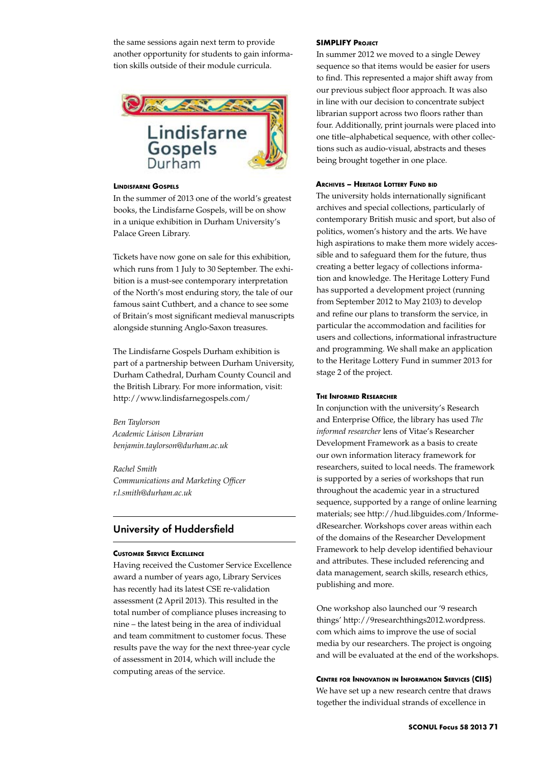the same sessions again next term to provide another opportunity for students to gain information skills outside of their module curricula.

#### Lindisfarne Gospels

In the summer of 2013 one of the world's greatest books, the Lindisfarne Gospels, will be on show in a unique exhibition in Durham University's Palace Green Library.

Tickets have now gone on sale for this exhibition, which runs from 1 July to 30 September. The exhibition is a must-see contemporary interpretation of the North's most enduring story, the tale of our famous saint Cuthbert, and a chance to see some of Britain's most significant medieval manuscripts alongside stunning Anglo-Saxon treasures.

The Lindisfarne Gospels Durham exhibition is part of a partnership between Durham University, Durham Cathedral, Durham County Council and the British Library. For more information, visit: http://www.lindisfarnegospels.com/

*Ben Taylorson*
*Academic Liaison Librarian*
*benjamin.taylorson@durham.ac.uk*

*Rachel Smith*
*Communications and Marketing Officer*
*r.l.smith@durham.ac.uk*

## University of Huddersfield

#### Customer Service Excellence

Having received the Customer Service Excellence award a number of years ago, Library Services has recently had its latest CSE re-validation assessment (2 April 2013). This resulted in the total number of compliance pluses increasing to nine – the latest being in the area of individual and team commitment to customer focus. These results pave the way for the next three-year cycle of assessment in 2014, which will include the computing areas of the service.

#### SIMPLIFY Project

In summer 2012 we moved to a single Dewey sequence so that items would be easier for users to find. This represented a major shift away from our previous subject floor approach. It was also in line with our decision to concentrate subject librarian support across two floors rather than four. Additionally, print journals were placed into one title–alphabetical sequence, with other collections such as audio-visual, abstracts and theses being brought together in one place.

#### Archives – Heritage Lottery Fund bid

The university holds internationally significant archives and special collections, particularly of contemporary British music and sport, but also of politics, women's history and the arts. We have high aspirations to make them more widely accessible and to safeguard them for the future, thus creating a better legacy of collections information and knowledge. The Heritage Lottery Fund has supported a development project (running from September 2012 to May 2103) to develop and refine our plans to transform the service, in particular the accommodation and facilities for users and collections, informational infrastructure and programming. We shall make an application to the Heritage Lottery Fund in summer 2013 for stage 2 of the project.

#### The Informed Researcher

In conjunction with the university's Research and Enterprise Office, the library has used *The informed researcher* lens of Vitae's Researcher Development Framework as a basis to create our own information literacy framework for researchers, suited to local needs. The framework is supported by a series of workshops that run throughout the academic year in a structured sequence, supported by a range of online learning materials; see http://hud.libguides.com/InformedResearcher. Workshops cover areas within each of the domains of the Researcher Development Framework to help develop identified behaviour and attributes. These included referencing and data management, search skills, research ethics, publishing and more.

One workshop also launched our '9 research things' http://9researchthings2012.wordpress.com which aims to improve the use of social media by our researchers. The project is ongoing and will be evaluated at the end of the workshops.

#### Centre for Innovation in Information Services (CIIS)

We have set up a new research centre that draws together the individual strands of excellence in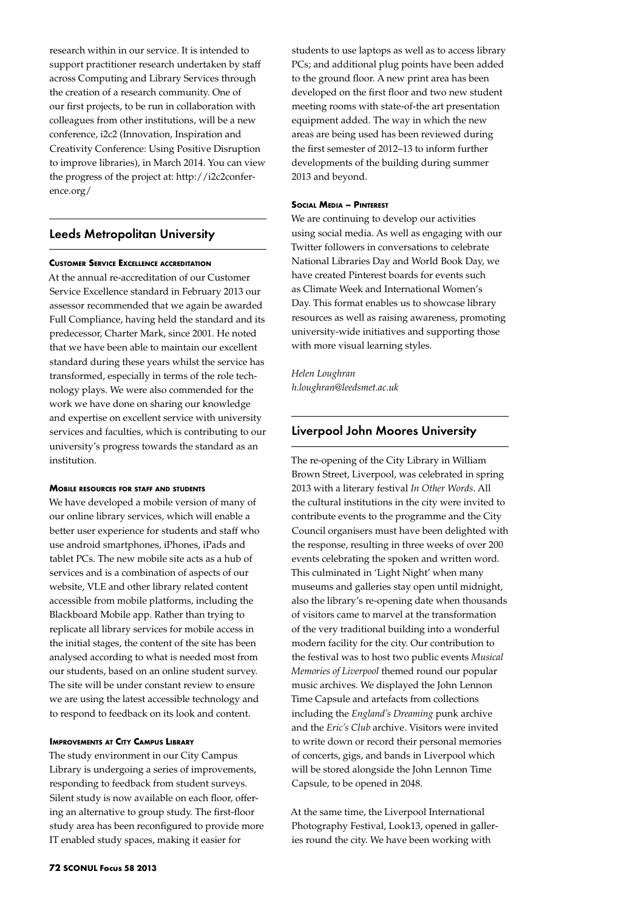research within in our service. It is intended to support practitioner research undertaken by staff across Computing and Library Services through the creation of a research community. One of our first projects, to be run in collaboration with colleagues from other institutions, will be a new conference, i2c2 (Innovation, Inspiration and Creativity Conference: Using Positive Disruption to improve libraries), in March 2014. You can view the progress of the project at: http://i2c2conference.org/

## Leeds Metropolitan University

#### Customer Service Excellence accreditation

At the annual re-accreditation of our Customer Service Excellence standard in February 2013 our assessor recommended that we again be awarded Full Compliance, having held the standard and its predecessor, Charter Mark, since 2001. He noted that we have been able to maintain our excellent standard during these years whilst the service has transformed, especially in terms of the role technology plays. We were also commended for the work we have done on sharing our knowledge and expertise on excellent service with university services and faculties, which is contributing to our university's progress towards the standard as an institution.

#### Mobile resources for staff and students

We have developed a mobile version of many of our online library services, which will enable a better user experience for students and staff who use android smartphones, iPhones, iPads and tablet PCs. The new mobile site acts as a hub of services and is a combination of aspects of our website, VLE and other library related content accessible from mobile platforms, including the Blackboard Mobile app. Rather than trying to replicate all library services for mobile access in the initial stages, the content of the site has been analysed according to what is needed most from our students, based on an online student survey. The site will be under constant review to ensure we are using the latest accessible technology and to respond to feedback on its look and content.

#### Improvements at City Campus Library

The study environment in our City Campus Library is undergoing a series of improvements, responding to feedback from student surveys. Silent study is now available on each floor, offering an alternative to group study. The first-floor study area has been reconfigured to provide more IT enabled study spaces, making it easier for students to use laptops as well as to access library PCs; and additional plug points have been added to the ground floor. A new print area has been developed on the first floor and two new student meeting rooms with state-of-the art presentation equipment added. The way in which the new areas are being used has been reviewed during the first semester of 2012–13 to inform further developments of the building during summer 2013 and beyond.

#### Social Media – Pinterest

We are continuing to develop our activities using social media. As well as engaging with our Twitter followers in conversations to celebrate National Libraries Day and World Book Day, we have created Pinterest boards for events such as Climate Week and International Women's Day. This format enables us to showcase library resources as well as raising awareness, promoting university-wide initiatives and supporting those with more visual learning styles.

*Helen Loughran*
*h.loughran@leedsmet.ac.uk*

## Liverpool John Moores University

The re-opening of the City Library in William Brown Street, Liverpool, was celebrated in spring 2013 with a literary festival *In Other Words*. All the cultural institutions in the city were invited to contribute events to the programme and the City Council organisers must have been delighted with the response, resulting in three weeks of over 200 events celebrating the spoken and written word. This culminated in 'Light Night' when many museums and galleries stay open until midnight, also the library's re-opening date when thousands of visitors came to marvel at the transformation of the very traditional building into a wonderful modern facility for the city. Our contribution to the festival was to host two public events *Musical Memories of Liverpool* themed round our popular music archives. We displayed the John Lennon Time Capsule and artefacts from collections including the *England's Dreaming* punk archive and the *Eric's Club* archive. Visitors were invited to write down or record their personal memories of concerts, gigs, and bands in Liverpool which will be stored alongside the John Lennon Time Capsule, to be opened in 2048.

At the same time, the Liverpool International Photography Festival, Look13, opened in galleries round the city. We have been working with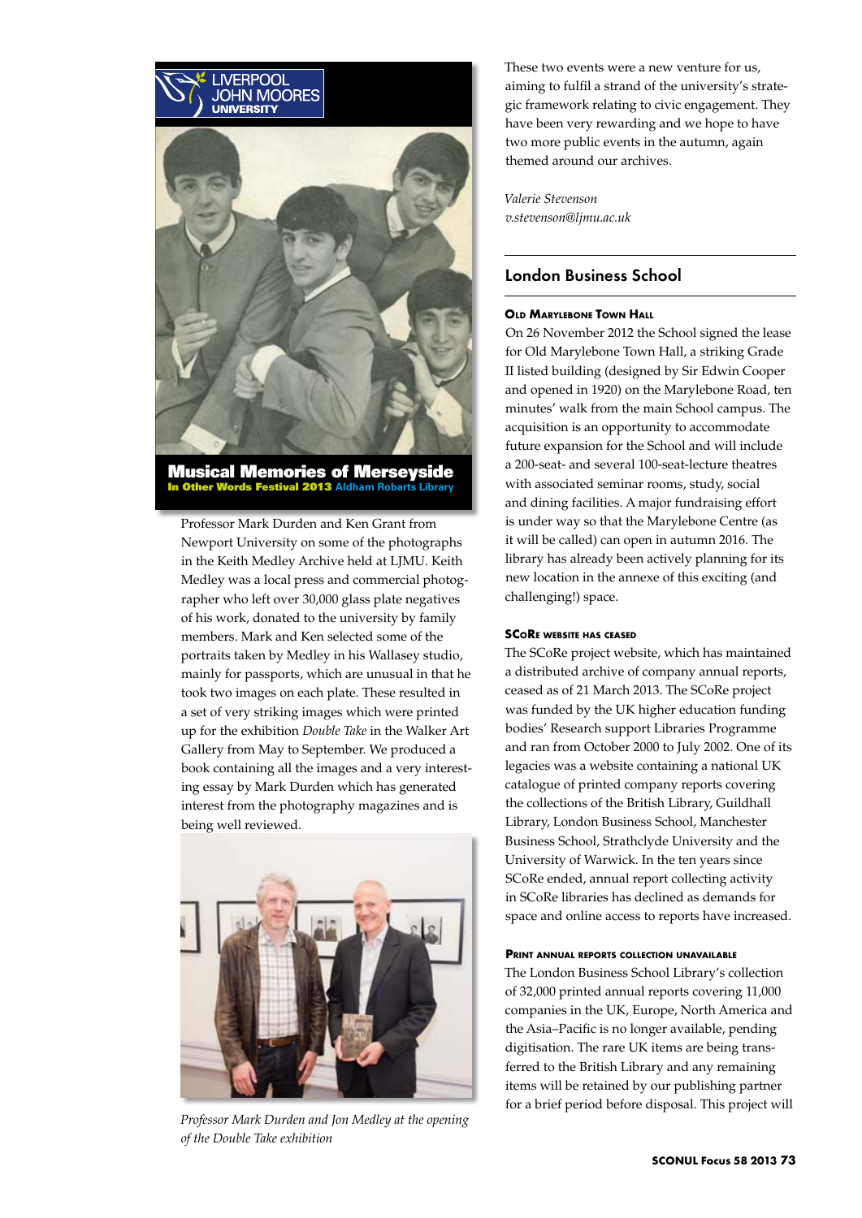Professor Mark Durden and Ken Grant from Newport University on some of the photographs in the Keith Medley Archive held at LJMU. Keith Medley was a local press and commercial photographer who left over 30,000 glass plate negatives of his work, donated to the university by family members. Mark and Ken selected some of the portraits taken by Medley in his Wallasey studio, mainly for passports, which are unusual in that he took two images on each plate. These resulted in a set of very striking images which were printed up for the exhibition *Double Take* in the Walker Art Gallery from May to September. We produced a book containing all the images and a very interesting essay by Mark Durden which has generated interest from the photography magazines and is being well reviewed.

*Professor Mark Durden and Jon Medley at the opening of the Double Take exhibition*

These two events were a new venture for us, aiming to fulfil a strand of the university's strategic framework relating to civic engagement. They have been very rewarding and we hope to have two more public events in the autumn, again themed around our archives.

*Valerie Stevenson*
*v.stevenson@ljmu.ac.uk*

## London Business School

### Old Marylebone Town Hall

On 26 November 2012 the School signed the lease for Old Marylebone Town Hall, a striking Grade II listed building (designed by Sir Edwin Cooper and opened in 1920) on the Marylebone Road, ten minutes' walk from the main School campus. The acquisition is an opportunity to accommodate future expansion for the School and will include a 200-seat- and several 100-seat-lecture theatres with associated seminar rooms, study, social and dining facilities. A major fundraising effort is under way so that the Marylebone Centre (as it will be called) can open in autumn 2016. The library has already been actively planning for its new location in the annexe of this exciting (and challenging!) space.

### SCoRe website has ceased

The SCoRe project website, which has maintained a distributed archive of company annual reports, ceased as of 21 March 2013. The SCoRe project was funded by the UK higher education funding bodies' Research support Libraries Programme and ran from October 2000 to July 2002. One of its legacies was a website containing a national UK catalogue of printed company reports covering the collections of the British Library, Guildhall Library, London Business School, Manchester Business School, Strathclyde University and the University of Warwick. In the ten years since SCoRe ended, annual report collecting activity in SCoRe libraries has declined as demands for space and online access to reports have increased.

### Print annual reports collection unavailable

The London Business School Library's collection of 32,000 printed annual reports covering 11,000 companies in the UK, Europe, North America and the Asia–Pacific is no longer available, pending digitisation. The rare UK items are being transferred to the British Library and any remaining items will be retained by our publishing partner for a brief period before disposal. This project will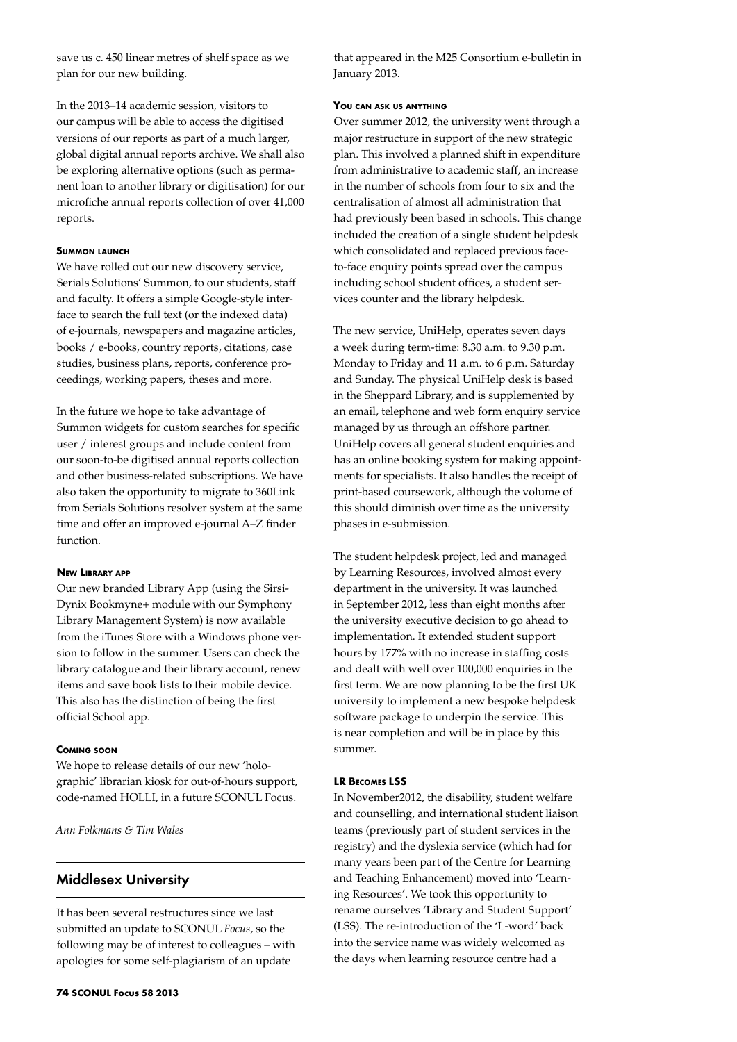save us c. 450 linear metres of shelf space as we plan for our new building.

In the 2013–14 academic session, visitors to our campus will be able to access the digitised versions of our reports as part of a much larger, global digital annual reports archive. We shall also be exploring alternative options (such as permanent loan to another library or digitisation) for our microfiche annual reports collection of over 41,000 reports.

#### Summon launch

We have rolled out our new discovery service, Serials Solutions' Summon, to our students, staff and faculty. It offers a simple Google-style interface to search the full text (or the indexed data) of e-journals, newspapers and magazine articles, books / e-books, country reports, citations, case studies, business plans, reports, conference proceedings, working papers, theses and more.

In the future we hope to take advantage of Summon widgets for custom searches for specific user / interest groups and include content from our soon-to-be digitised annual reports collection and other business-related subscriptions. We have also taken the opportunity to migrate to 360Link from Serials Solutions resolver system at the same time and offer an improved e-journal A–Z finder function.

#### New Library app

Our new branded Library App (using the SirsiDynix Bookmyne+ module with our Symphony Library Management System) is now available from the iTunes Store with a Windows phone version to follow in the summer. Users can check the library catalogue and their library account, renew items and save book lists to their mobile device. This also has the distinction of being the first official School app.

#### Coming soon

We hope to release details of our new 'holographic' librarian kiosk for out-of-hours support, code-named HOLLI, in a future SCONUL Focus.

*Ann Folkmans & Tim Wales*

## Middlesex University

It has been several restructures since we last submitted an update to SCONUL *Focus*, so the following may be of interest to colleagues – with apologies for some self-plagiarism of an update that appeared in the M25 Consortium e-bulletin in January 2013.

#### You can ask us anything

Over summer 2012, the university went through a major restructure in support of the new strategic plan. This involved a planned shift in expenditure from administrative to academic staff, an increase in the number of schools from four to six and the centralisation of almost all administration that had previously been based in schools. This change included the creation of a single student helpdesk which consolidated and replaced previous face-to-face enquiry points spread over the campus including school student offices, a student services counter and the library helpdesk.

The new service, UniHelp, operates seven days a week during term-time: 8.30 a.m. to 9.30 p.m. Monday to Friday and 11 a.m. to 6 p.m. Saturday and Sunday. The physical UniHelp desk is based in the Sheppard Library, and is supplemented by an email, telephone and web form enquiry service managed by us through an offshore partner. UniHelp covers all general student enquiries and has an online booking system for making appointments for specialists. It also handles the receipt of print-based coursework, although the volume of this should diminish over time as the university phases in e-submission.

The student helpdesk project, led and managed by Learning Resources, involved almost every department in the university. It was launched in September 2012, less than eight months after the university executive decision to go ahead to implementation. It extended student support hours by 177% with no increase in staffing costs and dealt with well over 100,000 enquiries in the first term. We are now planning to be the first UK university to implement a new bespoke helpdesk software package to underpin the service. This is near completion and will be in place by this summer.

#### LR Becomes LSS

In November2012, the disability, student welfare and counselling, and international student liaison teams (previously part of student services in the registry) and the dyslexia service (which had for many years been part of the Centre for Learning and Teaching Enhancement) moved into 'Learning Resources'. We took this opportunity to rename ourselves 'Library and Student Support' (LSS). The re-introduction of the 'L-word' back into the service name was widely welcomed as the days when learning resource centre had a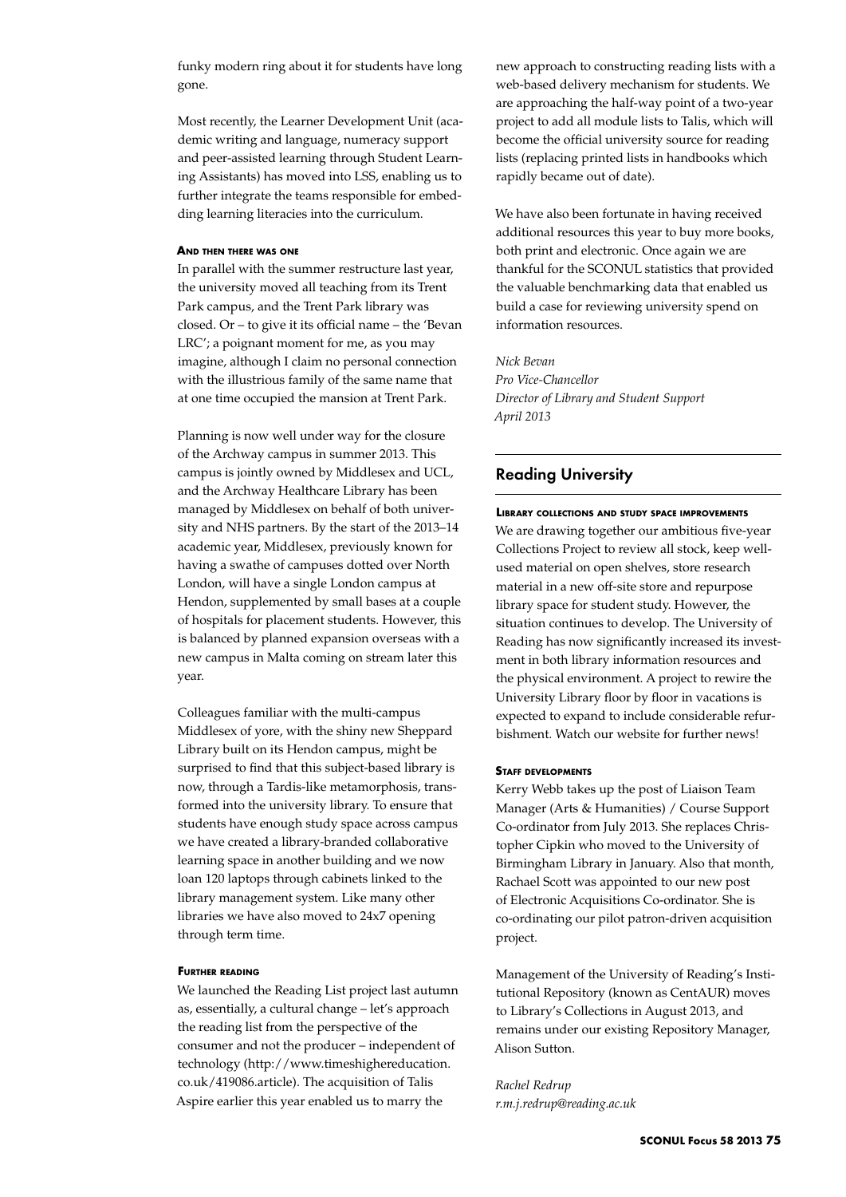funky modern ring about it for students have long gone.

Most recently, the Learner Development Unit (academic writing and language, numeracy support and peer-assisted learning through Student Learning Assistants) has moved into LSS, enabling us to further integrate the teams responsible for embedding learning literacies into the curriculum.

#### And then there was one

In parallel with the summer restructure last year, the university moved all teaching from its Trent Park campus, and the Trent Park library was closed. Or – to give it its official name – the 'Bevan LRC'; a poignant moment for me, as you may imagine, although I claim no personal connection with the illustrious family of the same name that at one time occupied the mansion at Trent Park.

Planning is now well under way for the closure of the Archway campus in summer 2013. This campus is jointly owned by Middlesex and UCL, and the Archway Healthcare Library has been managed by Middlesex on behalf of both university and NHS partners. By the start of the 2013–14 academic year, Middlesex, previously known for having a swathe of campuses dotted over North London, will have a single London campus at Hendon, supplemented by small bases at a couple of hospitals for placement students. However, this is balanced by planned expansion overseas with a new campus in Malta coming on stream later this year.

Colleagues familiar with the multi-campus Middlesex of yore, with the shiny new Sheppard Library built on its Hendon campus, might be surprised to find that this subject-based library is now, through a Tardis-like metamorphosis, transformed into the university library. To ensure that students have enough study space across campus we have created a library-branded collaborative learning space in another building and we now loan 120 laptops through cabinets linked to the library management system. Like many other libraries we have also moved to 24x7 opening through term time.

#### Further reading

We launched the Reading List project last autumn as, essentially, a cultural change – let's approach the reading list from the perspective of the consumer and not the producer – independent of technology (http://www.timeshighereducation.co.uk/419086.article). The acquisition of Talis Aspire earlier this year enabled us to marry the new approach to constructing reading lists with a web-based delivery mechanism for students. We are approaching the half-way point of a two-year project to add all module lists to Talis, which will become the official university source for reading lists (replacing printed lists in handbooks which rapidly became out of date).

We have also been fortunate in having received additional resources this year to buy more books, both print and electronic. Once again we are thankful for the SCONUL statistics that provided the valuable benchmarking data that enabled us build a case for reviewing university spend on information resources.

*Nick Bevan*
*Pro Vice-Chancellor*
*Director of Library and Student Support*
*April 2013*

## Reading University

#### Library collections and study space improvements

We are drawing together our ambitious five-year Collections Project to review all stock, keep well-used material on open shelves, store research material in a new off-site store and repurpose library space for student study. However, the situation continues to develop. The University of Reading has now significantly increased its investment in both library information resources and the physical environment. A project to rewire the University Library floor by floor in vacations is expected to expand to include considerable refurbishment. Watch our website for further news!

#### Staff developments

Kerry Webb takes up the post of Liaison Team Manager (Arts & Humanities) / Course Support Co-ordinator from July 2013. She replaces Christopher Cipkin who moved to the University of Birmingham Library in January. Also that month, Rachael Scott was appointed to our new post of Electronic Acquisitions Co-ordinator. She is co-ordinating our pilot patron-driven acquisition project.

Management of the University of Reading's Institutional Repository (known as CentAUR) moves to Library's Collections in August 2013, and remains under our existing Repository Manager, Alison Sutton.

*Rachel Redrup*
*r.m.j.redrup@reading.ac.uk*